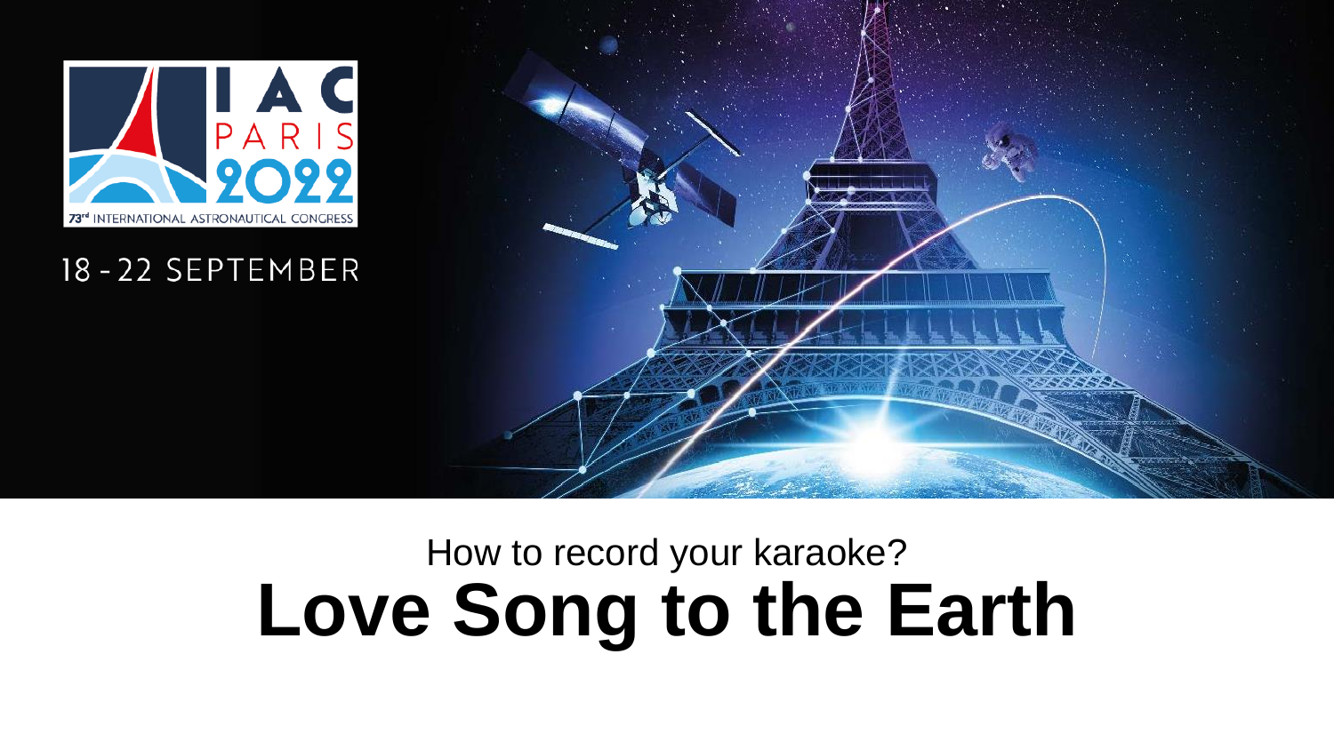IAC PARIS 2022

73rd INTERNATIONAL ASTRONAUTICAL CONGRESS

18 - 22 SEPTEMBER

How to record your karaoke?

# Love Song to the Earth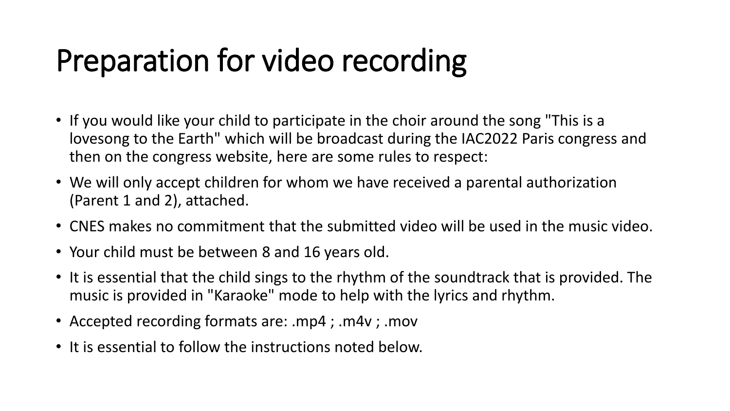# Preparation for video recording

- If you would like your child to participate in the choir around the song "This is a lovesong to the Earth" which will be broadcast during the IAC2022 Paris congress and then on the congress website, here are some rules to respect:
- We will only accept children for whom we have received a parental authorization (Parent 1 and 2), attached.
- CNES makes no commitment that the submitted video will be used in the music video.
- Your child must be between 8 and 16 years old.
- It is essential that the child sings to the rhythm of the soundtrack that is provided. The music is provided in "Karaoke" mode to help with the lyrics and rhythm.
- Accepted recording formats are: .mp4 ; .m4v ; .mov
- It is essential to follow the instructions noted below.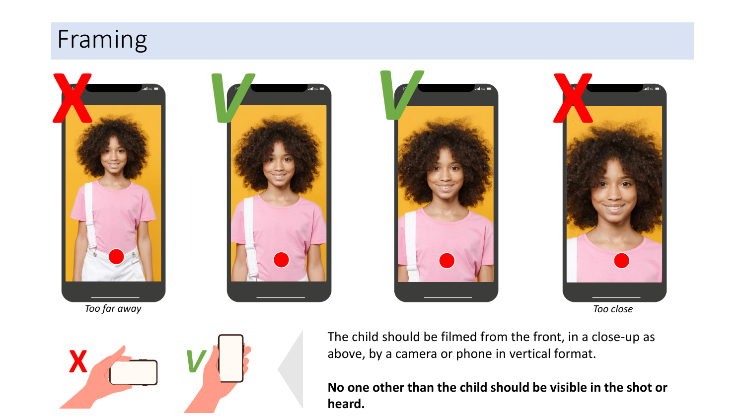# Framing

*Too far away*

*Too close*

The child should be filmed from the front, in a close-up as above, by a camera or phone in vertical format.

**No one other than the child should be visible in the shot or heard.**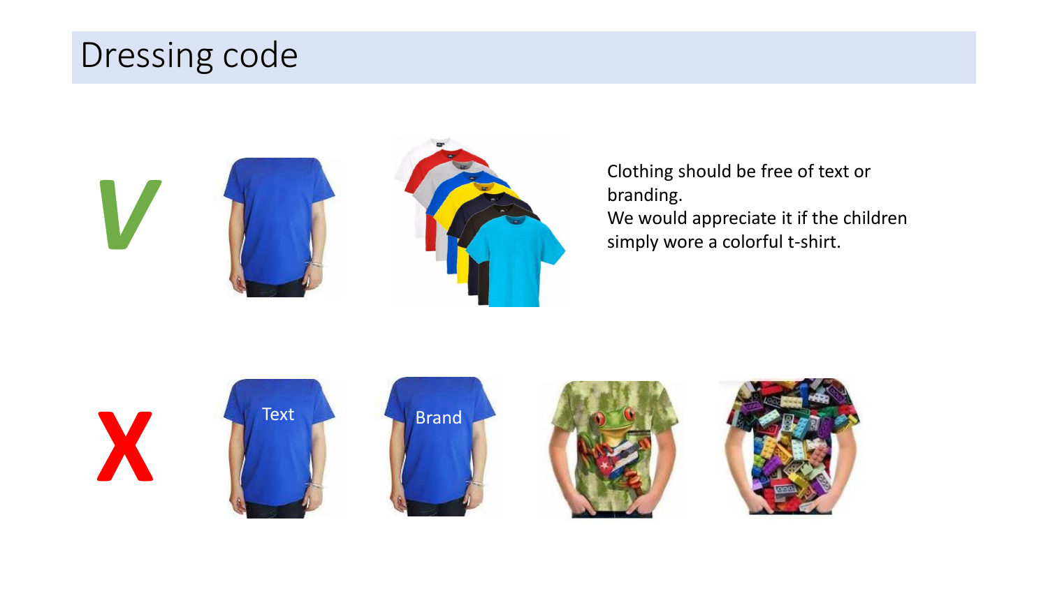# Dressing code

Clothing should be free of text or branding.
We would appreciate it if the children simply wore a colorful t-shirt.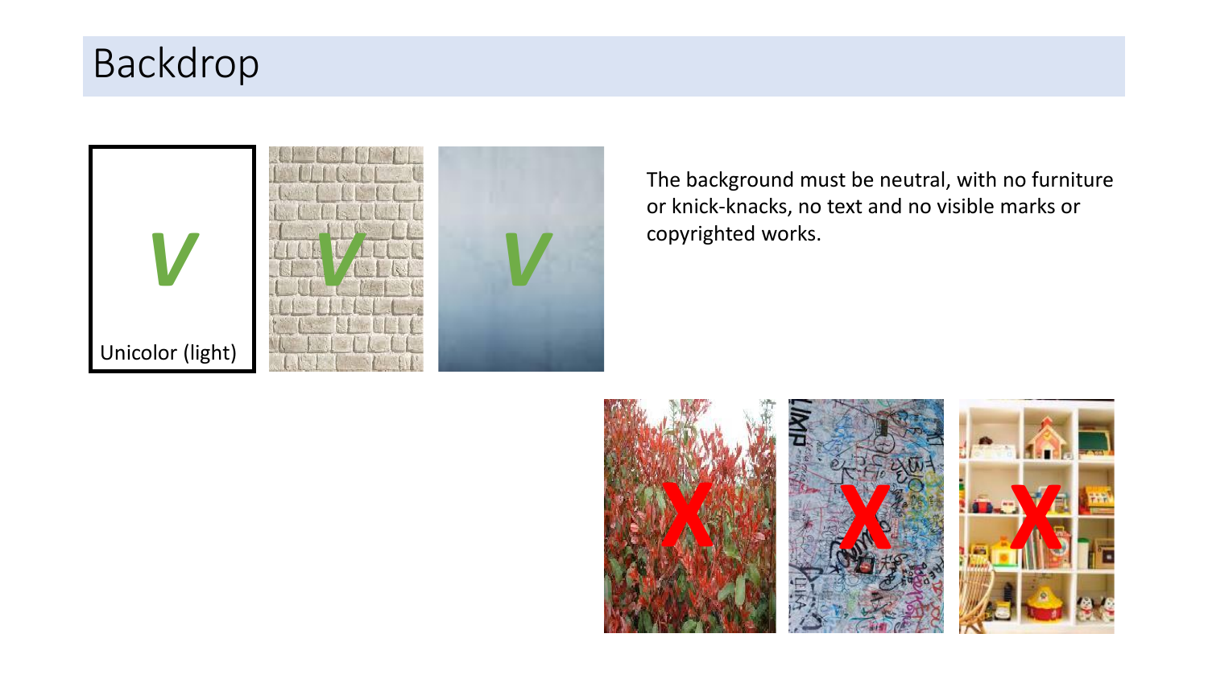# Backdrop

Unicolor (light)

The background must be neutral, with no furniture or knick-knacks, no text and no visible marks or copyrighted works.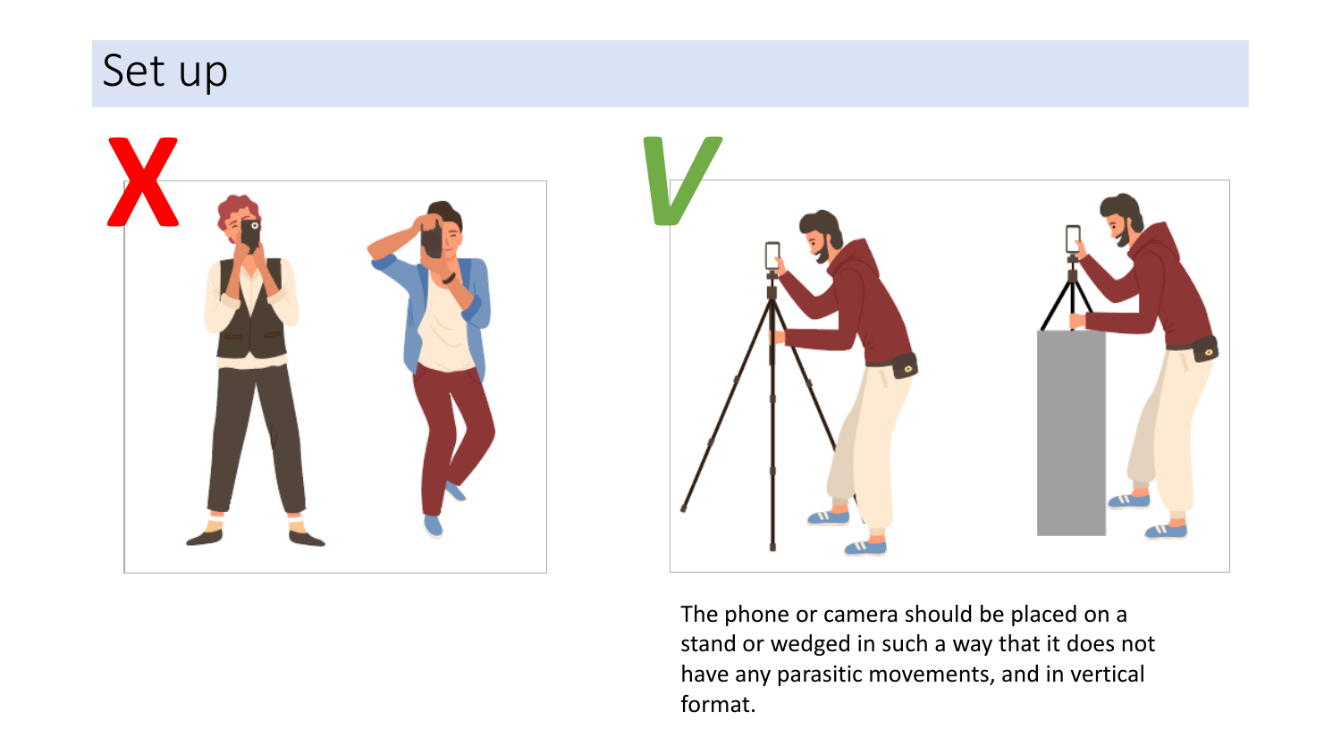# Set up

The phone or camera should be placed on a stand or wedged in such a way that it does not have any parasitic movements, and in vertical format.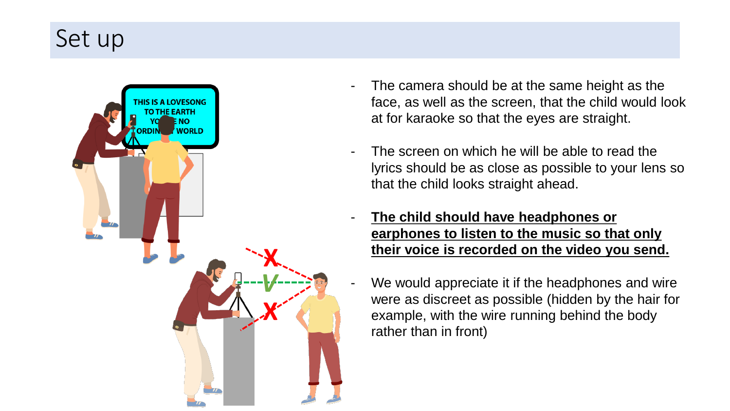# Set up

- The camera should be at the same height as the face, as well as the screen, that the child would look at for karaoke so that the eyes are straight.
- The screen on which he will be able to read the lyrics should be as close as possible to your lens so that the child looks straight ahead.
- **The child should have headphones or earphones to listen to the music so that only their voice is recorded on the video you send.**
- We would appreciate it if the headphones and wire were as discreet as possible (hidden by the hair for example, with the wire running behind the body rather than in front)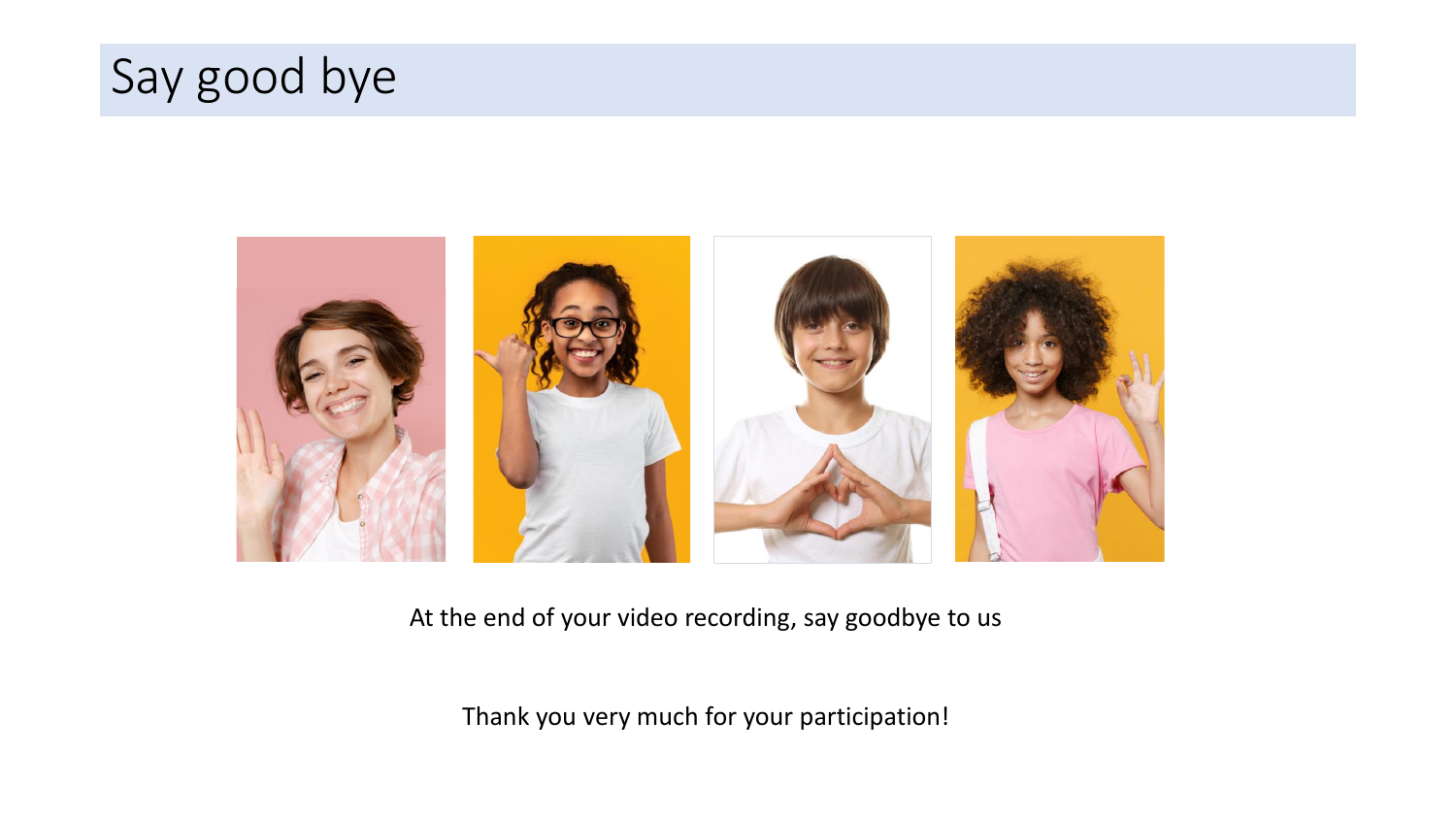# Say good bye

At the end of your video recording, say goodbye to us

Thank you very much for your participation!